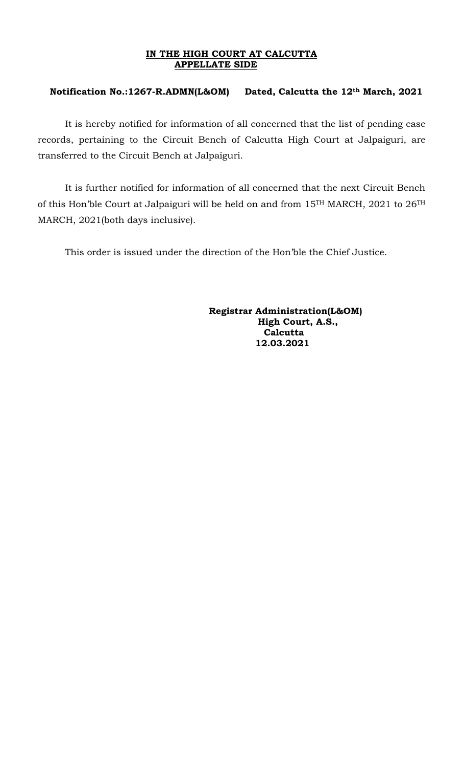**IN THE HIGH COURT AT CALCUTTA**
**APPELLATE SIDE**

**Notification No.:1267-R.ADMN(L&OM) Dated, Calcutta the 12th March, 2021**

It is hereby notified for information of all concerned that the list of pending case records, pertaining to the Circuit Bench of Calcutta High Court at Jalpaiguri, are transferred to the Circuit Bench at Jalpaiguri.

It is further notified for information of all concerned that the next Circuit Bench of this Hon'ble Court at Jalpaiguri will be held on and from 15TH MARCH, 2021 to 26TH MARCH, 2021(both days inclusive).

This order is issued under the direction of the Hon'ble the Chief Justice.

**Registrar Administration(L&OM)**
**High Court, A.S.,**
**Calcutta**
**12.03.2021**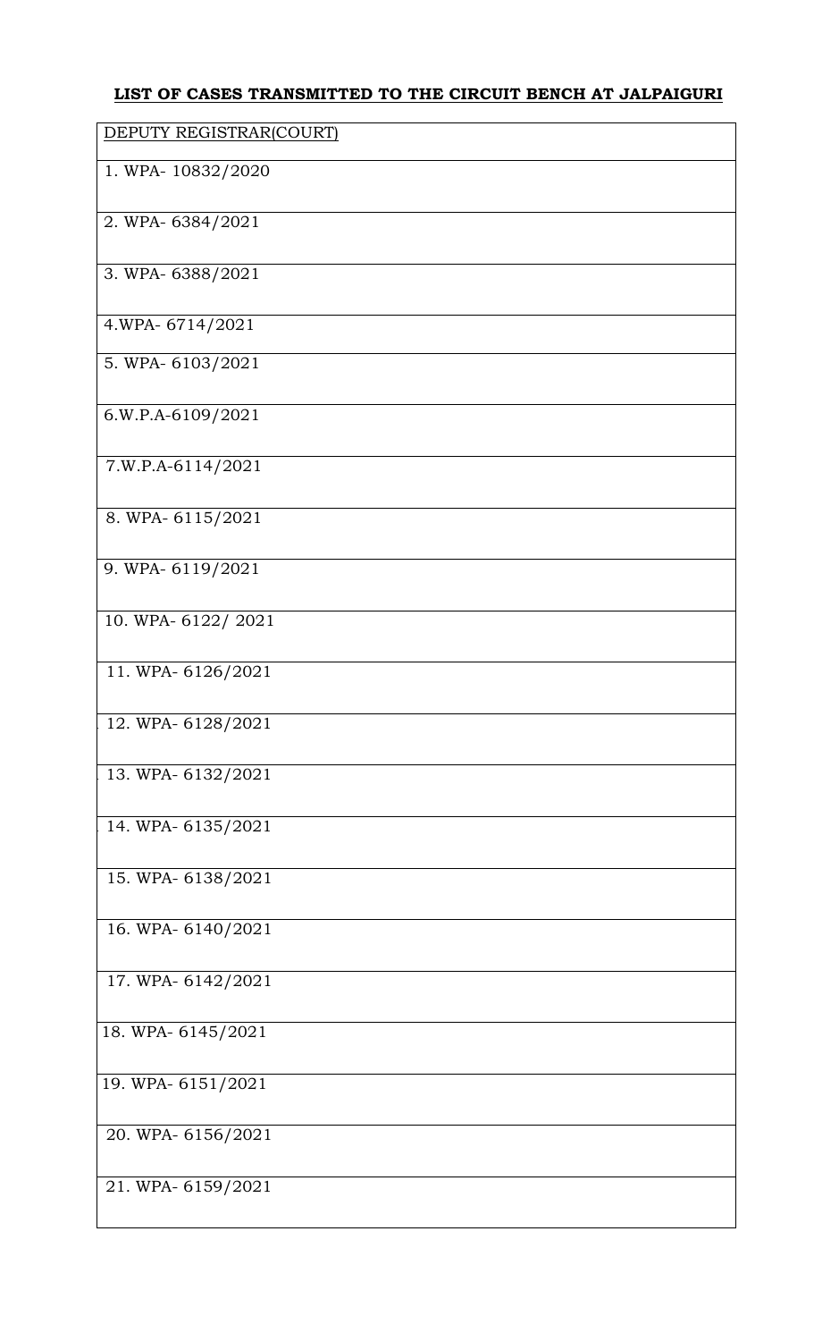**LIST OF CASES TRANSMITTED TO THE CIRCUIT BENCH AT JALPAIGURI**

| DEPUTY REGISTRAR(COURT) |
|---|
| 1. WPA- 10832/2020 |
| 2. WPA- 6384/2021 |
| 3. WPA- 6388/2021 |
| 4.WPA- 6714/2021 |
| 5. WPA- 6103/2021 |
| 6.W.P.A-6109/2021 |
| 7.W.P.A-6114/2021 |
| 8. WPA- 6115/2021 |
| 9. WPA- 6119/2021 |
| 10. WPA- 6122/ 2021 |
| 11. WPA- 6126/2021 |
| 12. WPA- 6128/2021 |
| 13. WPA- 6132/2021 |
| 14. WPA- 6135/2021 |
| 15. WPA- 6138/2021 |
| 16. WPA- 6140/2021 |
| 17. WPA- 6142/2021 |
| 18. WPA- 6145/2021 |
| 19. WPA- 6151/2021 |
| 20. WPA- 6156/2021 |
| 21. WPA- 6159/2021 |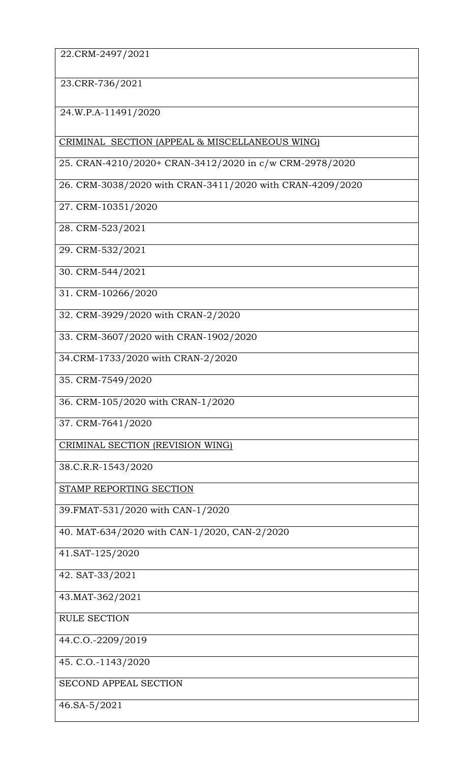| 22.CRM-2497/2021 |
|---|
| 23.CRR-736/2021 |
| 24.W.P.A-11491/2020 |
| CRIMINAL SECTION (APPEAL & MISCELLANEOUS WING) |
| 25. CRAN-4210/2020+ CRAN-3412/2020 in c/w CRM-2978/2020 |
| 26. CRM-3038/2020 with CRAN-3411/2020 with CRAN-4209/2020 |
| 27. CRM-10351/2020 |
| 28. CRM-523/2021 |
| 29. CRM-532/2021 |
| 30. CRM-544/2021 |
| 31. CRM-10266/2020 |
| 32. CRM-3929/2020 with CRAN-2/2020 |
| 33. CRM-3607/2020 with CRAN-1902/2020 |
| 34.CRM-1733/2020 with CRAN-2/2020 |
| 35. CRM-7549/2020 |
| 36. CRM-105/2020 with CRAN-1/2020 |
| 37. CRM-7641/2020 |
| CRIMINAL SECTION (REVISION WING) |
| 38.C.R.R-1543/2020 |
| STAMP REPORTING SECTION |
| 39.FMAT-531/2020 with CAN-1/2020 |
| 40. MAT-634/2020 with CAN-1/2020, CAN-2/2020 |
| 41.SAT-125/2020 |
| 42. SAT-33/2021 |
| 43.MAT-362/2021 |
| RULE SECTION |
| 44.C.O.-2209/2019 |
| 45. C.O.-1143/2020 |
| SECOND APPEAL SECTION |
| 46.SA-5/2021 |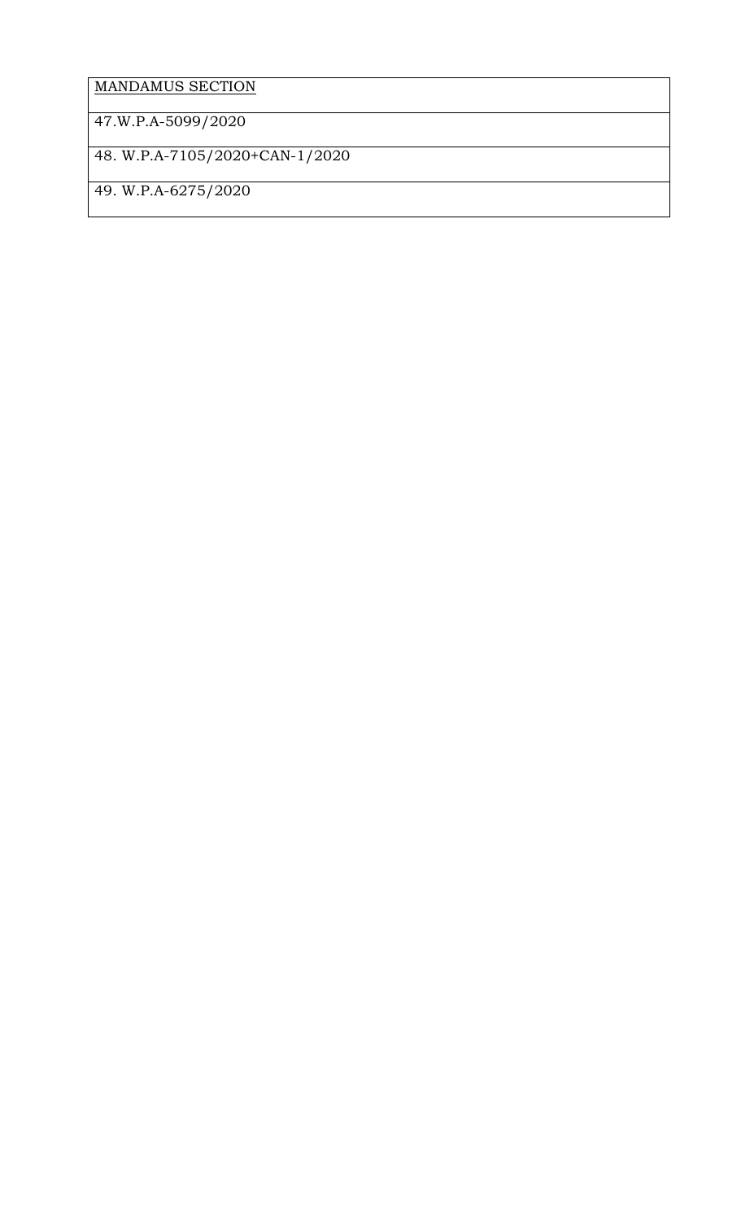| MANDAMUS SECTION |
| --- |
| 47.W.P.A-5099/2020 |
| 48. W.P.A-7105/2020+CAN-1/2020 |
| 49. W.P.A-6275/2020 |